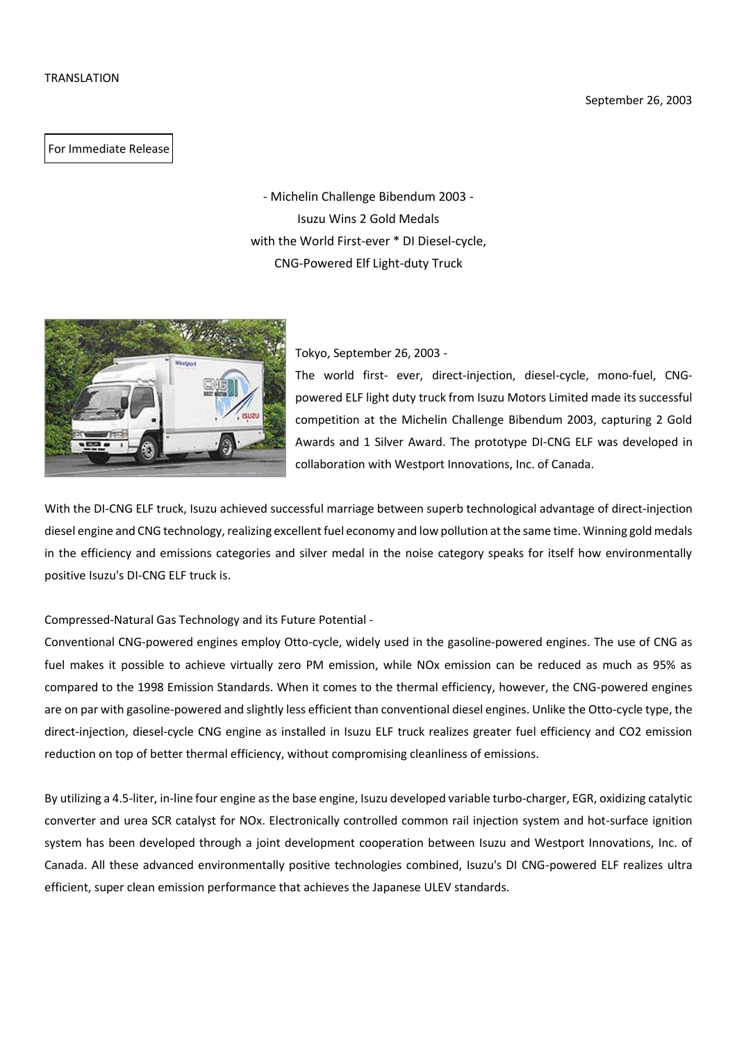TRANSLATION

September 26, 2003

For Immediate Release

- Michelin Challenge Bibendum 2003 -
Isuzu Wins 2 Gold Medals
with the World First-ever * DI Diesel-cycle,
CNG-Powered Elf Light-duty Truck

Tokyo, September 26, 2003 -
The world first- ever, direct-injection, diesel-cycle, mono-fuel, CNG-powered ELF light duty truck from Isuzu Motors Limited made its successful competition at the Michelin Challenge Bibendum 2003, capturing 2 Gold Awards and 1 Silver Award. The prototype DI-CNG ELF was developed in collaboration with Westport Innovations, Inc. of Canada.

With the DI-CNG ELF truck, Isuzu achieved successful marriage between superb technological advantage of direct-injection diesel engine and CNG technology, realizing excellent fuel economy and low pollution at the same time. Winning gold medals in the efficiency and emissions categories and silver medal in the noise category speaks for itself how environmentally positive Isuzu's DI-CNG ELF truck is.

Compressed-Natural Gas Technology and its Future Potential -
Conventional CNG-powered engines employ Otto-cycle, widely used in the gasoline-powered engines. The use of CNG as fuel makes it possible to achieve virtually zero PM emission, while NOx emission can be reduced as much as 95% as compared to the 1998 Emission Standards. When it comes to the thermal efficiency, however, the CNG-powered engines are on par with gasoline-powered and slightly less efficient than conventional diesel engines. Unlike the Otto-cycle type, the direct-injection, diesel-cycle CNG engine as installed in Isuzu ELF truck realizes greater fuel efficiency and $CO_2$ emission reduction on top of better thermal efficiency, without compromising cleanliness of emissions.

By utilizing a 4.5-liter, in-line four engine as the base engine, Isuzu developed variable turbo-charger, EGR, oxidizing catalytic converter and urea SCR catalyst for NOx. Electronically controlled common rail injection system and hot-surface ignition system has been developed through a joint development cooperation between Isuzu and Westport Innovations, Inc. of Canada. All these advanced environmentally positive technologies combined, Isuzu's DI CNG-powered ELF realizes ultra efficient, super clean emission performance that achieves the Japanese ULEV standards.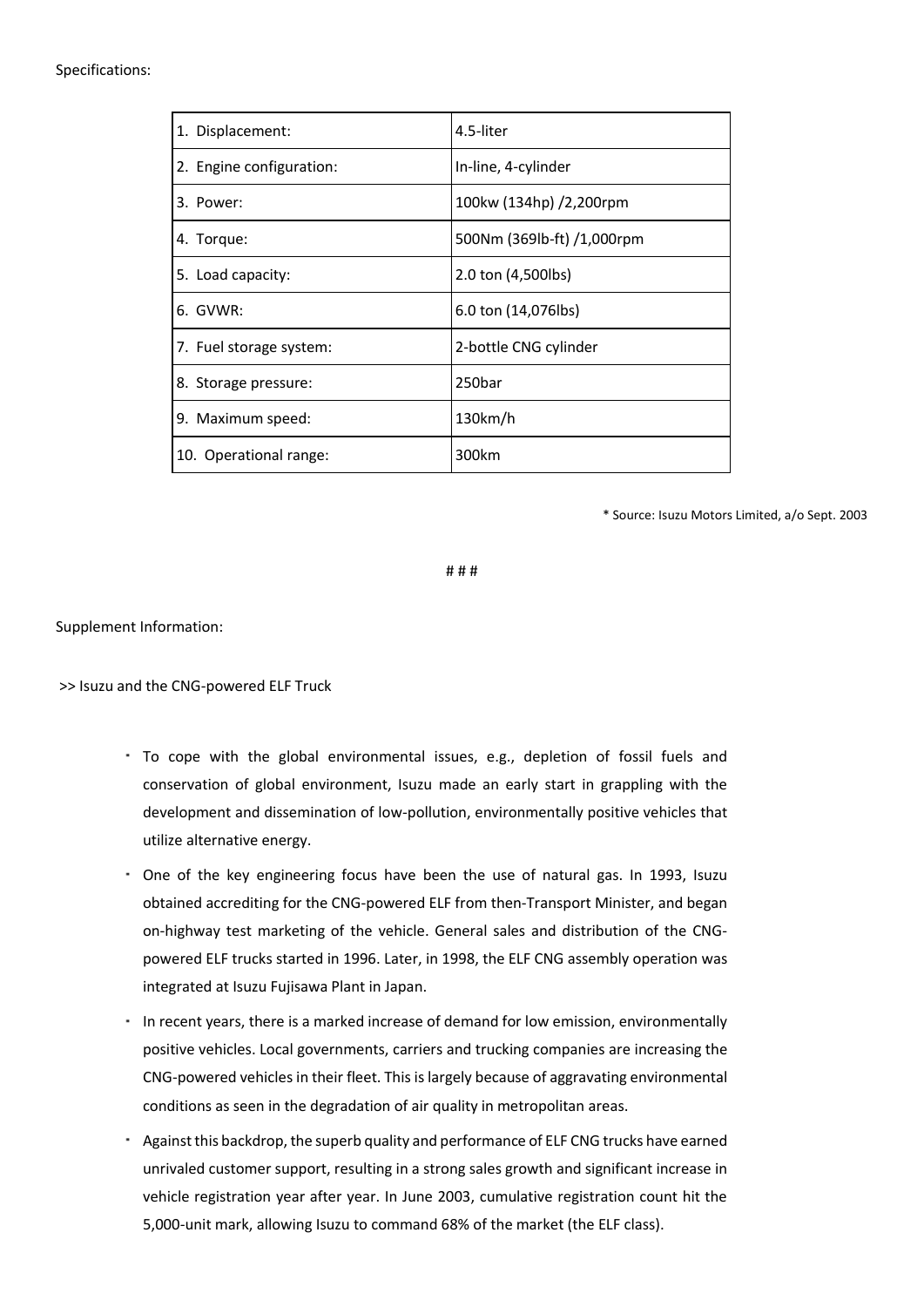Specifications:

| 1. Displacement: | 4.5-liter |
|---|---|
| 2. Engine configuration: | In-line, 4-cylinder |
| 3. Power: | 100kw (134hp) /2,200rpm |
| 4. Torque: | 500Nm (369lb-ft) /1,000rpm |
| 5. Load capacity: | 2.0 ton (4,500lbs) |
| 6. GVWR: | 6.0 ton (14,076lbs) |
| 7. Fuel storage system: | 2-bottle CNG cylinder |
| 8. Storage pressure: | 250bar |
| 9. Maximum speed: | 130km/h |
| 10. Operational range: | 300km |

\* Source: Isuzu Motors Limited, a/o Sept. 2003

# # #

Supplement Information:

>> Isuzu and the CNG-powered ELF Truck

- To cope with the global environmental issues, e.g., depletion of fossil fuels and conservation of global environment, Isuzu made an early start in grappling with the development and dissemination of low-pollution, environmentally positive vehicles that utilize alternative energy.
- One of the key engineering focus have been the use of natural gas. In 1993, Isuzu obtained accrediting for the CNG-powered ELF from then-Transport Minister, and began on-highway test marketing of the vehicle. General sales and distribution of the CNG-powered ELF trucks started in 1996. Later, in 1998, the ELF CNG assembly operation was integrated at Isuzu Fujisawa Plant in Japan.
- In recent years, there is a marked increase of demand for low emission, environmentally positive vehicles. Local governments, carriers and trucking companies are increasing the CNG-powered vehicles in their fleet. This is largely because of aggravating environmental conditions as seen in the degradation of air quality in metropolitan areas.
- Against this backdrop, the superb quality and performance of ELF CNG trucks have earned unrivaled customer support, resulting in a strong sales growth and significant increase in vehicle registration year after year. In June 2003, cumulative registration count hit the 5,000-unit mark, allowing Isuzu to command 68% of the market (the ELF class).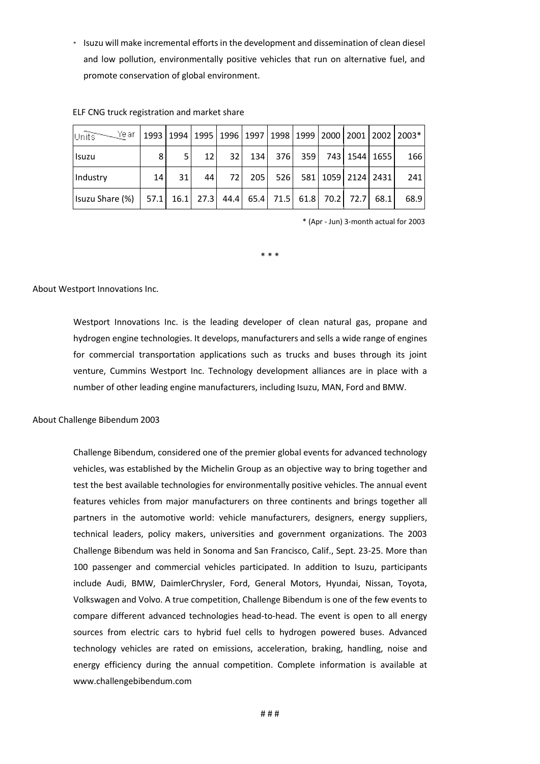- Isuzu will make incremental efforts in the development and dissemination of clean diesel and low pollution, environmentally positive vehicles that run on alternative fuel, and promote conservation of global environment.

ELF CNG truck registration and market share

| Units / Year | 1993 | 1994 | 1995 | 1996 | 1997 | 1998 | 1999 | 2000 | 2001 | 2002 | 2003* |
|---|---|---|---|---|---|---|---|---|---|---|---|
| Isuzu | 8 | 5 | 12 | 32 | 134 | 376 | 359 | 743 | 1544 | 1655 | 166 |
| Industry | 14 | 31 | 44 | 72 | 205 | 526 | 581 | 1059 | 2124 | 2431 | 241 |
| Isuzu Share (%) | 57.1 | 16.1 | 27.3 | 44.4 | 65.4 | 71.5 | 61.8 | 70.2 | 72.7 | 68.1 | 68.9 |

* (Apr - Jun) 3-month actual for 2003

* * *

About Westport Innovations Inc.

Westport Innovations Inc. is the leading developer of clean natural gas, propane and hydrogen engine technologies. It develops, manufacturers and sells a wide range of engines for commercial transportation applications such as trucks and buses through its joint venture, Cummins Westport Inc. Technology development alliances are in place with a number of other leading engine manufacturers, including Isuzu, MAN, Ford and BMW.

About Challenge Bibendum 2003

Challenge Bibendum, considered one of the premier global events for advanced technology vehicles, was established by the Michelin Group as an objective way to bring together and test the best available technologies for environmentally positive vehicles. The annual event features vehicles from major manufacturers on three continents and brings together all partners in the automotive world: vehicle manufacturers, designers, energy suppliers, technical leaders, policy makers, universities and government organizations. The 2003 Challenge Bibendum was held in Sonoma and San Francisco, Calif., Sept. 23-25. More than 100 passenger and commercial vehicles participated. In addition to Isuzu, participants include Audi, BMW, DaimlerChrysler, Ford, General Motors, Hyundai, Nissan, Toyota, Volkswagen and Volvo. A true competition, Challenge Bibendum is one of the few events to compare different advanced technologies head-to-head. The event is open to all energy sources from electric cars to hybrid fuel cells to hydrogen powered buses. Advanced technology vehicles are rated on emissions, acceleration, braking, handling, noise and energy efficiency during the annual competition. Complete information is available at www.challengebibendum.com

# # #